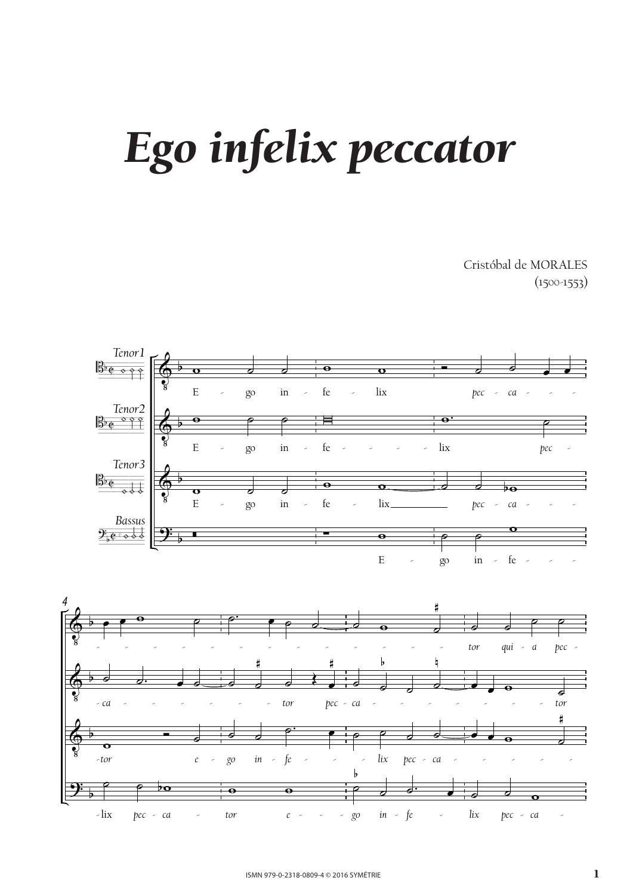# *Ego infelix peccator*

Cristóbal de MORALES
(1500-1553)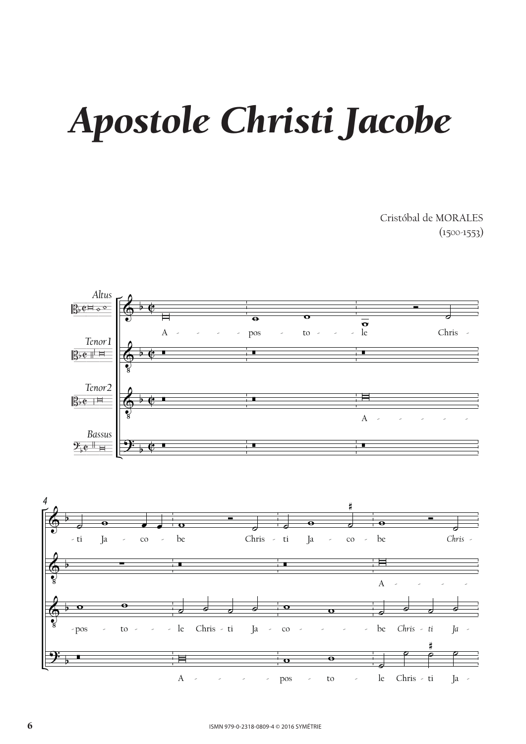# Apostole Christi Jacobe

Cristóbal de MORALES
(1500-1553)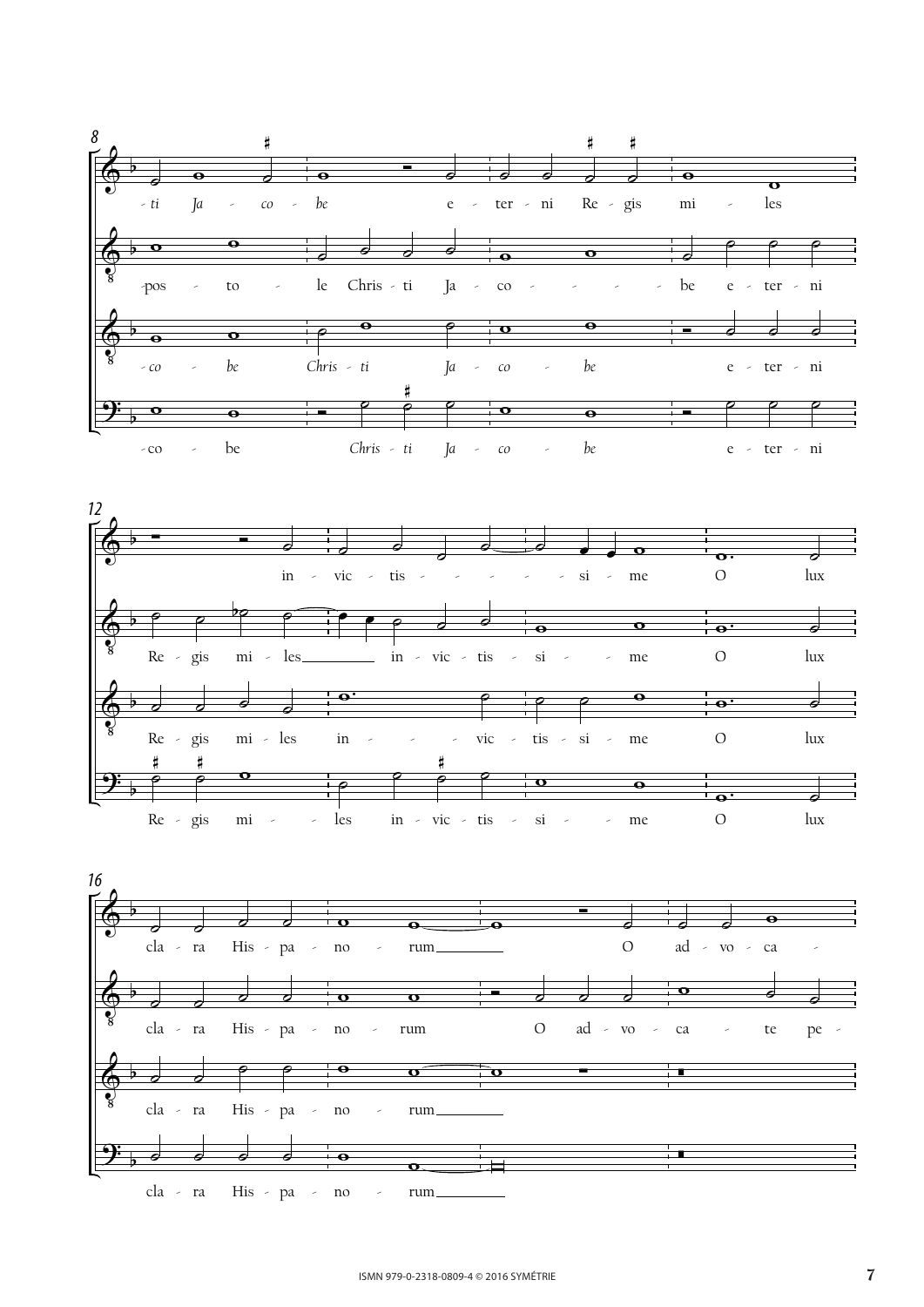8

-ti Ja - co - be e - ter - ni Re - gis mi - les

-pos - to - le Chris - ti Ja - co - - - - - be e - ter - ni

-co - be Chris - ti Ja - co - be e - ter - ni

-co - be Chris - ti Ja - co - be e - ter - ni

12

in - vic - tis - - - - - - si - me O lux

Re - gis mi - les in - vic - tis - si - - me O lux

Re - gis mi - les in - - - vic - tis - si - me O lux

Re - gis mi - - les in - vic - tis - si - - me O lux

16

cla - ra His - pa - no - rum O ad - vo - ca -

cla - ra His - pa - no - rum O ad - vo - ca - te pe -

cla - ra His - pa - no - rum

cla - ra His - pa - no - rum